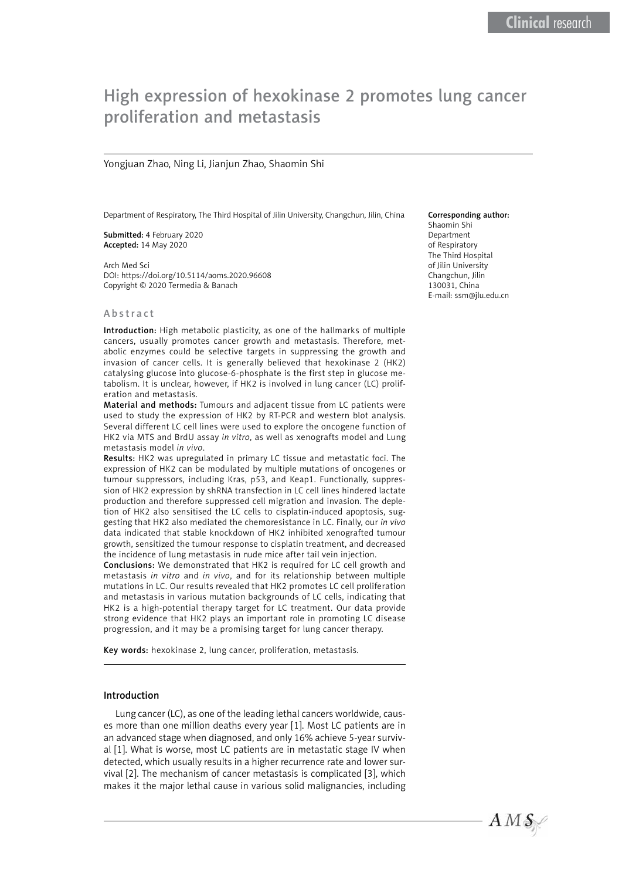# High expression of hexokinase 2 promotes lung cancer proliferation and metastasis

Yongjuan Zhao, Ning Li, Jianjun Zhao, Shaomin Shi

Department of Respiratory, The Third Hospital of Jilin University, Changchun, Jilin, China

**Submitted:** 4 February 2020
**Accepted:** 14 May 2020

Arch Med Sci
DOI: https://doi.org/10.5114/aoms.2020.96608
Copyright © 2020 Termedia & Banach

**Corresponding author:**
Shaomin Shi
Department of Respiratory
The Third Hospital of Jilin University
Changchun, Jilin
130031, China
E-mail: ssm@jlu.edu.cn

## Abstract

**Introduction:** High metabolic plasticity, as one of the hallmarks of multiple cancers, usually promotes cancer growth and metastasis. Therefore, metabolic enzymes could be selective targets in suppressing the growth and invasion of cancer cells. It is generally believed that hexokinase 2 (HK2) catalysing glucose into glucose-6-phosphate is the first step in glucose metabolism. It is unclear, however, if HK2 is involved in lung cancer (LC) proliferation and metastasis.

**Material and methods:** Tumours and adjacent tissue from LC patients were used to study the expression of HK2 by RT-PCR and western blot analysis. Several different LC cell lines were used to explore the oncogene function of HK2 via MTS and BrdU assay *in vitro*, as well as xenografts model and Lung metastasis model *in vivo*.

**Results:** HK2 was upregulated in primary LC tissue and metastatic foci. The expression of HK2 can be modulated by multiple mutations of oncogenes or tumour suppressors, including Kras, p53, and Keap1. Functionally, suppression of HK2 expression by shRNA transfection in LC cell lines hindered lactate production and therefore suppressed cell migration and invasion. The depletion of HK2 also sensitised the LC cells to cisplatin-induced apoptosis, suggesting that HK2 also mediated the chemoresistance in LC. Finally, our *in vivo* data indicated that stable knockdown of HK2 inhibited xenografted tumour growth, sensitized the tumour response to cisplatin treatment, and decreased the incidence of lung metastasis in nude mice after tail vein injection.

**Conclusions:** We demonstrated that HK2 is required for LC cell growth and metastasis *in vitro* and *in vivo*, and for its relationship between multiple mutations in LC. Our results revealed that HK2 promotes LC cell proliferation and metastasis in various mutation backgrounds of LC cells, indicating that HK2 is a high-potential therapy target for LC treatment. Our data provide strong evidence that HK2 plays an important role in promoting LC disease progression, and it may be a promising target for lung cancer therapy.

**Key words:** hexokinase 2, lung cancer, proliferation, metastasis.

## Introduction

Lung cancer (LC), as one of the leading lethal cancers worldwide, causes more than one million deaths every year [1]. Most LC patients are in an advanced stage when diagnosed, and only 16% achieve 5-year survival [1]. What is worse, most LC patients are in metastatic stage IV when detected, which usually results in a higher recurrence rate and lower survival [2]. The mechanism of cancer metastasis is complicated [3], which makes it the major lethal cause in various solid malignancies, including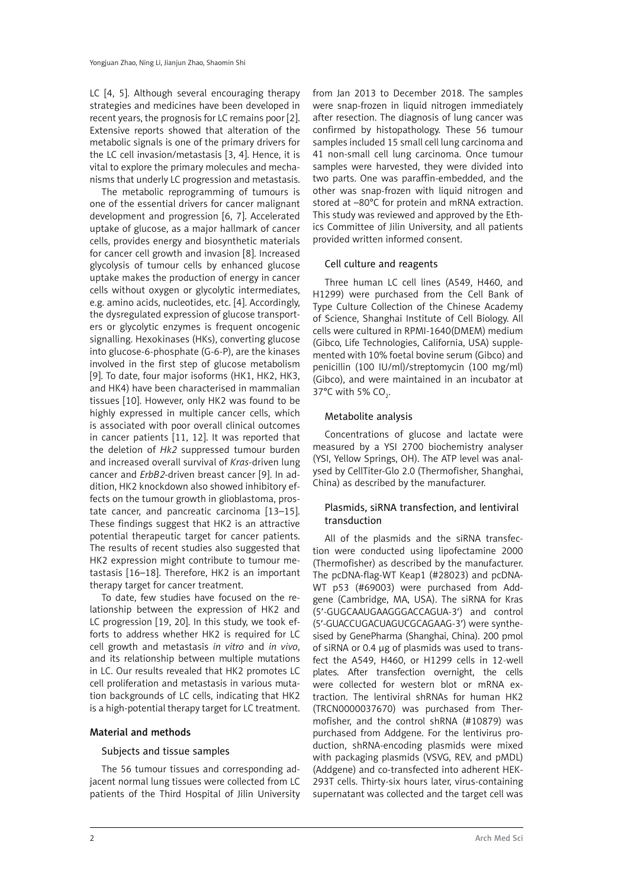LC [4, 5]. Although several encouraging therapy strategies and medicines have been developed in recent years, the prognosis for LC remains poor [2]. Extensive reports showed that alteration of the metabolic signals is one of the primary drivers for the LC cell invasion/metastasis [3, 4]. Hence, it is vital to explore the primary molecules and mechanisms that underly LC progression and metastasis.

The metabolic reprogramming of tumours is one of the essential drivers for cancer malignant development and progression [6, 7]. Accelerated uptake of glucose, as a major hallmark of cancer cells, provides energy and biosynthetic materials for cancer cell growth and invasion [8]. Increased glycolysis of tumour cells by enhanced glucose uptake makes the production of energy in cancer cells without oxygen or glycolytic intermediates, e.g. amino acids, nucleotides, etc. [4]. Accordingly, the dysregulated expression of glucose transporters or glycolytic enzymes is frequent oncogenic signalling. Hexokinases (HKs), converting glucose into glucose-6-phosphate (G-6-P), are the kinases involved in the first step of glucose metabolism [9]. To date, four major isoforms (HK1, HK2, HK3, and HK4) have been characterised in mammalian tissues [10]. However, only HK2 was found to be highly expressed in multiple cancer cells, which is associated with poor overall clinical outcomes in cancer patients [11, 12]. It was reported that the deletion of *Hk2* suppressed tumour burden and increased overall survival of *Kras*-driven lung cancer and *ErbB2*-driven breast cancer [9]. In addition, HK2 knockdown also showed inhibitory effects on the tumour growth in glioblastoma, prostate cancer, and pancreatic carcinoma [13–15]. These findings suggest that HK2 is an attractive potential therapeutic target for cancer patients. The results of recent studies also suggested that HK2 expression might contribute to tumour metastasis [16–18]. Therefore, HK2 is an important therapy target for cancer treatment.

To date, few studies have focused on the relationship between the expression of HK2 and LC progression [19, 20]. In this study, we took efforts to address whether HK2 is required for LC cell growth and metastasis *in vitro* and *in vivo*, and its relationship between multiple mutations in LC. Our results revealed that HK2 promotes LC cell proliferation and metastasis in various mutation backgrounds of LC cells, indicating that HK2 is a high-potential therapy target for LC treatment.

## Material and methods

### Subjects and tissue samples

The 56 tumour tissues and corresponding adjacent normal lung tissues were collected from LC patients of the Third Hospital of Jilin University from Jan 2013 to December 2018. The samples were snap-frozen in liquid nitrogen immediately after resection. The diagnosis of lung cancer was confirmed by histopathology. These 56 tumour samples included 15 small cell lung carcinoma and 41 non-small cell lung carcinoma. Once tumour samples were harvested, they were divided into two parts. One was paraffin-embedded, and the other was snap-frozen with liquid nitrogen and stored at –80°C for protein and mRNA extraction. This study was reviewed and approved by the Ethics Committee of Jilin University, and all patients provided written informed consent.

### Cell culture and reagents

Three human LC cell lines (A549, H460, and H1299) were purchased from the Cell Bank of Type Culture Collection of the Chinese Academy of Science, Shanghai Institute of Cell Biology. All cells were cultured in RPMI-1640(DMEM) medium (Gibco, Life Technologies, California, USA) supplemented with 10% foetal bovine serum (Gibco) and penicillin (100 IU/ml)/streptomycin (100 mg/ml) (Gibco), and were maintained in an incubator at 37°C with 5% $CO_2$.

### Metabolite analysis

Concentrations of glucose and lactate were measured by a YSI 2700 biochemistry analyser (YSI, Yellow Springs, OH). The ATP level was analysed by CellTiter-Glo 2.0 (Thermofisher, Shanghai, China) as described by the manufacturer.

### Plasmids, siRNA transfection, and lentiviral transduction

All of the plasmids and the siRNA transfection were conducted using lipofectamine 2000 (Thermofisher) as described by the manufacturer. The pcDNA-flag-WT Keap1 (#28023) and pcDNA-WT p53 (#69003) were purchased from Addgene (Cambridge, MA, USA). The siRNA for Kras (5′-GUGCAAUGAAGGGACCAGUA-3′) and control (5′-GUACCUGACUAGUCGCAGAAG-3′) were synthesised by GenePharma (Shanghai, China). 200 pmol of siRNA or 0.4 μg of plasmids was used to transfect the A549, H460, or H1299 cells in 12-well plates. After transfection overnight, the cells were collected for western blot or mRNA extraction. The lentiviral shRNAs for human HK2 (TRCN0000037670) was purchased from Thermofisher, and the control shRNA (#10879) was purchased from Addgene. For the lentivirus production, shRNA-encoding plasmids were mixed with packaging plasmids (VSVG, REV, and pMDL) (Addgene) and co-transfected into adherent HEK-293T cells. Thirty-six hours later, virus-containing supernatant was collected and the target cell was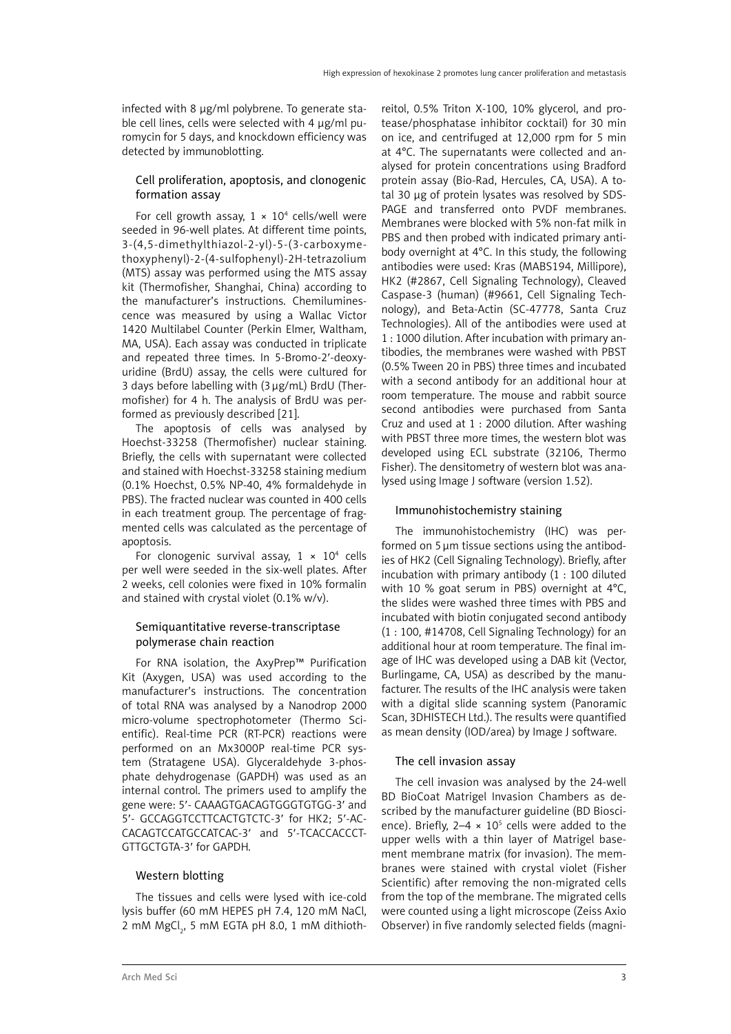infected with 8 μg/ml polybrene. To generate stable cell lines, cells were selected with 4 μg/ml puromycin for 5 days, and knockdown efficiency was detected by immunoblotting.

### Cell proliferation, apoptosis, and clonogenic formation assay

For cell growth assay, $1 \times 10^4$ cells/well were seeded in 96-well plates. At different time points, 3-(4,5-dimethylthiazol-2-yl)-5-(3-carboxymethoxyphenyl)-2-(4-sulfophenyl)-2H-tetrazolium (MTS) assay was performed using the MTS assay kit (Thermofisher, Shanghai, China) according to the manufacturer's instructions. Chemiluminescence was measured by using a Wallac Victor 1420 Multilabel Counter (Perkin Elmer, Waltham, MA, USA). Each assay was conducted in triplicate and repeated three times. In 5-Bromo-2′-deoxyuridine (BrdU) assay, the cells were cultured for 3 days before labelling with (3 μg/mL) BrdU (Thermofisher) for 4 h. The analysis of BrdU was performed as previously described [21].

The apoptosis of cells was analysed by Hoechst-33258 (Thermofisher) nuclear staining. Briefly, the cells with supernatant were collected and stained with Hoechst-33258 staining medium (0.1% Hoechst, 0.5% NP-40, 4% formaldehyde in PBS). The fracted nuclear was counted in 400 cells in each treatment group. The percentage of fragmented cells was calculated as the percentage of apoptosis.

For clonogenic survival assay, $1 \times 10^4$ cells per well were seeded in the six-well plates. After 2 weeks, cell colonies were fixed in 10% formalin and stained with crystal violet (0.1% w/v).

### Semiquantitative reverse-transcriptase polymerase chain reaction

For RNA isolation, the AxyPrep™ Purification Kit (Axygen, USA) was used according to the manufacturer's instructions. The concentration of total RNA was analysed by a Nanodrop 2000 micro-volume spectrophotometer (Thermo Scientific). Real-time PCR (RT-PCR) reactions were performed on an Mx3000P real-time PCR system (Stratagene USA). Glyceraldehyde 3-phosphate dehydrogenase (GAPDH) was used as an internal control. The primers used to amplify the gene were: 5′- CAAAGTGACAGTGGGTGTGG-3′ and 5′- GCCAGGTCCTTCACTGTCTC-3′ for HK2; 5′-ACCACAGTCCATGCCATCAC-3′ and 5′-TCACCACCCTGTTGCTGTA-3′ for GAPDH.

### Western blotting

The tissues and cells were lysed with ice-cold lysis buffer (60 mM HEPES pH 7.4, 120 mM NaCl, 2 mM $MgCl_2$, 5 mM EGTA pH 8.0, 1 mM dithiothreitol, 0.5% Triton X-100, 10% glycerol, and protease/phosphatase inhibitor cocktail) for 30 min on ice, and centrifuged at 12,000 rpm for 5 min at 4°C. The supernatants were collected and analysed for protein concentrations using Bradford protein assay (Bio-Rad, Hercules, CA, USA). A total 30 μg of protein lysates was resolved by SDS-PAGE and transferred onto PVDF membranes. Membranes were blocked with 5% non-fat milk in PBS and then probed with indicated primary antibody overnight at 4°C. In this study, the following antibodies were used: Kras (MABS194, Millipore), HK2 (#2867, Cell Signaling Technology), Cleaved Caspase-3 (human) (#9661, Cell Signaling Technology), and Beta-Actin (SC-47778, Santa Cruz Technologies). All of the antibodies were used at 1 : 1000 dilution. After incubation with primary antibodies, the membranes were washed with PBST (0.5% Tween 20 in PBS) three times and incubated with a second antibody for an additional hour at room temperature. The mouse and rabbit source second antibodies were purchased from Santa Cruz and used at 1 : 2000 dilution. After washing with PBST three more times, the western blot was developed using ECL substrate (32106, Thermo Fisher). The densitometry of western blot was analysed using Image J software (version 1.52).

### Immunohistochemistry staining

The immunohistochemistry (IHC) was performed on 5 μm tissue sections using the antibodies of HK2 (Cell Signaling Technology). Briefly, after incubation with primary antibody (1 : 100 diluted with 10 % goat serum in PBS) overnight at 4°C, the slides were washed three times with PBS and incubated with biotin conjugated second antibody (1 : 100, #14708, Cell Signaling Technology) for an additional hour at room temperature. The final image of IHC was developed using a DAB kit (Vector, Burlingame, CA, USA) as described by the manufacturer. The results of the IHC analysis were taken with a digital slide scanning system (Panoramic Scan, 3DHISTECH Ltd.). The results were quantified as mean density (IOD/area) by Image J software.

### The cell invasion assay

The cell invasion was analysed by the 24-well BD BioCoat Matrigel Invasion Chambers as described by the manufacturer guideline (BD Bioscience). Briefly, $2\text{–}4 \times 10^5$ cells were added to the upper wells with a thin layer of Matrigel basement membrane matrix (for invasion). The membranes were stained with crystal violet (Fisher Scientific) after removing the non-migrated cells from the top of the membrane. The migrated cells were counted using a light microscope (Zeiss Axio Observer) in five randomly selected fields (magni-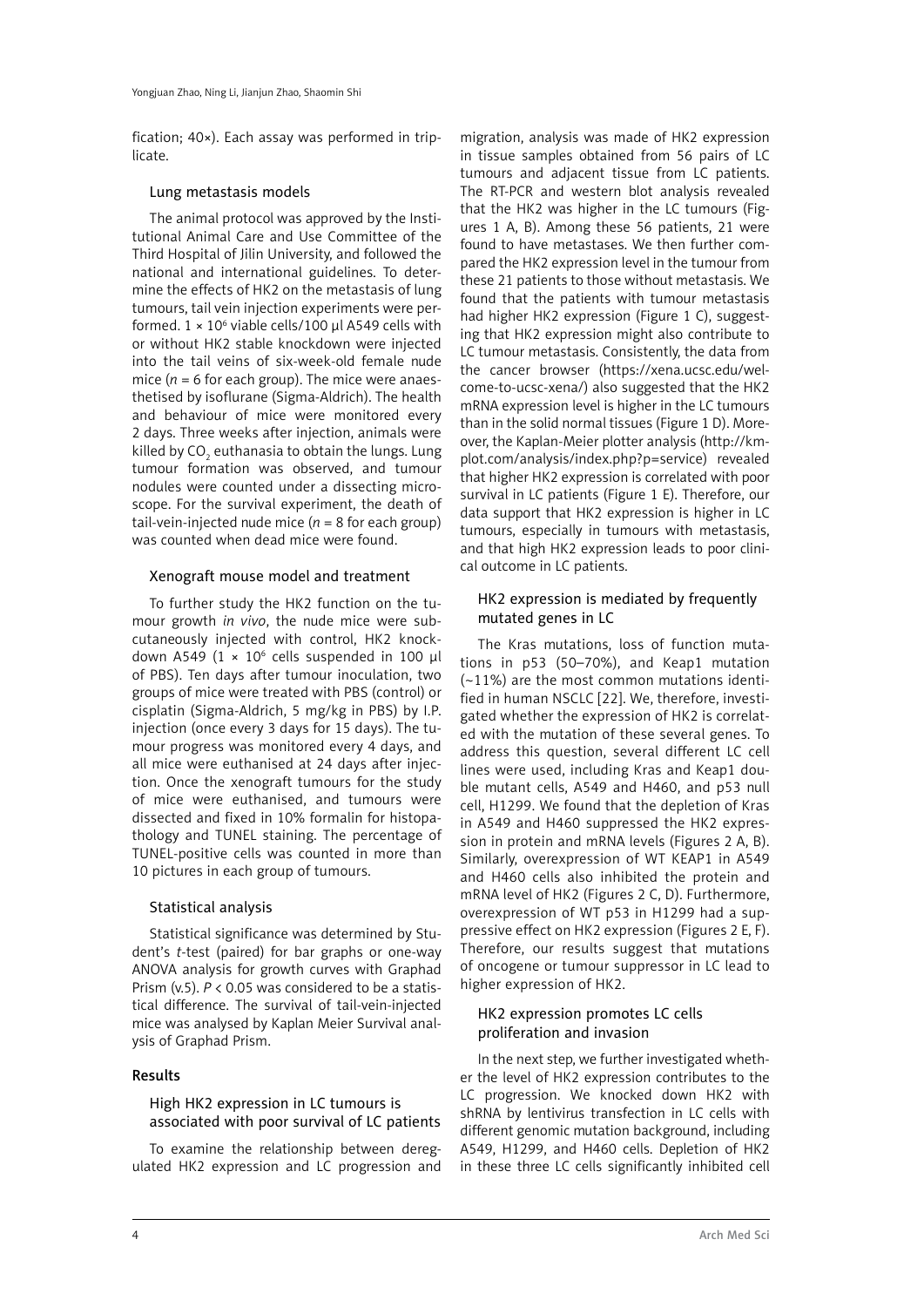fication; 40×). Each assay was performed in triplicate.

### Lung metastasis models

The animal protocol was approved by the Institutional Animal Care and Use Committee of the Third Hospital of Jilin University, and followed the national and international guidelines. To determine the effects of HK2 on the metastasis of lung tumours, tail vein injection experiments were performed. $1 \times 10^6$ viable cells/100 µl A549 cells with or without HK2 stable knockdown were injected into the tail veins of six-week-old female nude mice (*n* = 6 for each group). The mice were anaesthetised by isoflurane (Sigma-Aldrich). The health and behaviour of mice were monitored every 2 days. Three weeks after injection, animals were killed by $CO_2$ euthanasia to obtain the lungs. Lung tumour formation was observed, and tumour nodules were counted under a dissecting microscope. For the survival experiment, the death of tail-vein-injected nude mice (*n* = 8 for each group) was counted when dead mice were found.

### Xenograft mouse model and treatment

To further study the HK2 function on the tumour growth *in vivo*, the nude mice were subcutaneously injected with control, HK2 knockdown A549 ($1 \times 10^6$ cells suspended in 100 µl of PBS). Ten days after tumour inoculation, two groups of mice were treated with PBS (control) or cisplatin (Sigma-Aldrich, 5 mg/kg in PBS) by I.P. injection (once every 3 days for 15 days). The tumour progress was monitored every 4 days, and all mice were euthanised at 24 days after injection. Once the xenograft tumours for the study of mice were euthanised, and tumours were dissected and fixed in 10% formalin for histopathology and TUNEL staining. The percentage of TUNEL-positive cells was counted in more than 10 pictures in each group of tumours.

### Statistical analysis

Statistical significance was determined by Student's *t*-test (paired) for bar graphs or one-way ANOVA analysis for growth curves with Graphad Prism (v.5). $P < 0.05$ was considered to be a statistical difference. The survival of tail-vein-injected mice was analysed by Kaplan Meier Survival analysis of Graphad Prism.

## Results

### High HK2 expression in LC tumours is associated with poor survival of LC patients

To examine the relationship between deregulated HK2 expression and LC progression and migration, analysis was made of HK2 expression in tissue samples obtained from 56 pairs of LC tumours and adjacent tissue from LC patients. The RT-PCR and western blot analysis revealed that the HK2 was higher in the LC tumours (Figures 1 A, B). Among these 56 patients, 21 were found to have metastases. We then further compared the HK2 expression level in the tumour from these 21 patients to those without metastasis. We found that the patients with tumour metastasis had higher HK2 expression (Figure 1 C), suggesting that HK2 expression might also contribute to LC tumour metastasis. Consistently, the data from the cancer browser (https://xena.ucsc.edu/welcome-to-ucsc-xena/) also suggested that the HK2 mRNA expression level is higher in the LC tumours than in the solid normal tissues (Figure 1 D). Moreover, the Kaplan-Meier plotter analysis (http://kmplot.com/analysis/index.php?p=service) revealed that higher HK2 expression is correlated with poor survival in LC patients (Figure 1 E). Therefore, our data support that HK2 expression is higher in LC tumours, especially in tumours with metastasis, and that high HK2 expression leads to poor clinical outcome in LC patients.

### HK2 expression is mediated by frequently mutated genes in LC

The Kras mutations, loss of function mutations in p53 (50–70%), and Keap1 mutation (~11%) are the most common mutations identified in human NSCLC [22]. We, therefore, investigated whether the expression of HK2 is correlated with the mutation of these several genes. To address this question, several different LC cell lines were used, including Kras and Keap1 double mutant cells, A549 and H460, and p53 null cell, H1299. We found that the depletion of Kras in A549 and H460 suppressed the HK2 expression in protein and mRNA levels (Figures 2 A, B). Similarly, overexpression of WT KEAP1 in A549 and H460 cells also inhibited the protein and mRNA level of HK2 (Figures 2 C, D). Furthermore, overexpression of WT p53 in H1299 had a suppressive effect on HK2 expression (Figures 2 E, F). Therefore, our results suggest that mutations of oncogene or tumour suppressor in LC lead to higher expression of HK2.

### HK2 expression promotes LC cells proliferation and invasion

In the next step, we further investigated whether the level of HK2 expression contributes to the LC progression. We knocked down HK2 with shRNA by lentivirus transfection in LC cells with different genomic mutation background, including A549, H1299, and H460 cells. Depletion of HK2 in these three LC cells significantly inhibited cell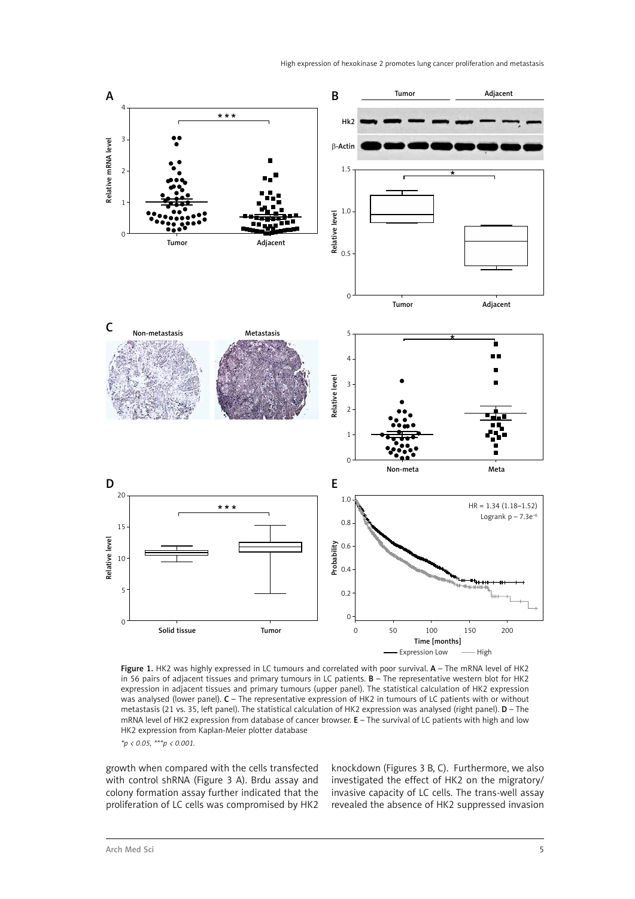Figure 1. HK2 was highly expressed in LC tumours and correlated with poor survival. **A** – The mRNA level of HK2 in 56 pairs of adjacent tissues and primary tumours in LC patients. **B** – The representative western blot for HK2 expression in adjacent tissues and primary tumours (upper panel). The statistical calculation of HK2 expression was analysed (lower panel). **C** – The representative expression of HK2 in tumours of LC patients with or without metastasis (21 vs. 35, left panel). The statistical calculation of HK2 expression was analysed (right panel). **D** – The mRNA level of HK2 expression from database of cancer browser. **E** – The survival of LC patients with high and low HK2 expression from Kaplan-Meier plotter database

*$^{*}p < 0.05$, $^{***}p < 0.001$.*

growth when compared with the cells transfected with control shRNA (Figure 3 A). Brdu assay and colony formation assay further indicated that the proliferation of LC cells was compromised by HK2 knockdown (Figures 3 B, C). Furthermore, we also investigated the effect of HK2 on the migratory/invasive capacity of LC cells. The trans-well assay revealed the absence of HK2 suppressed invasion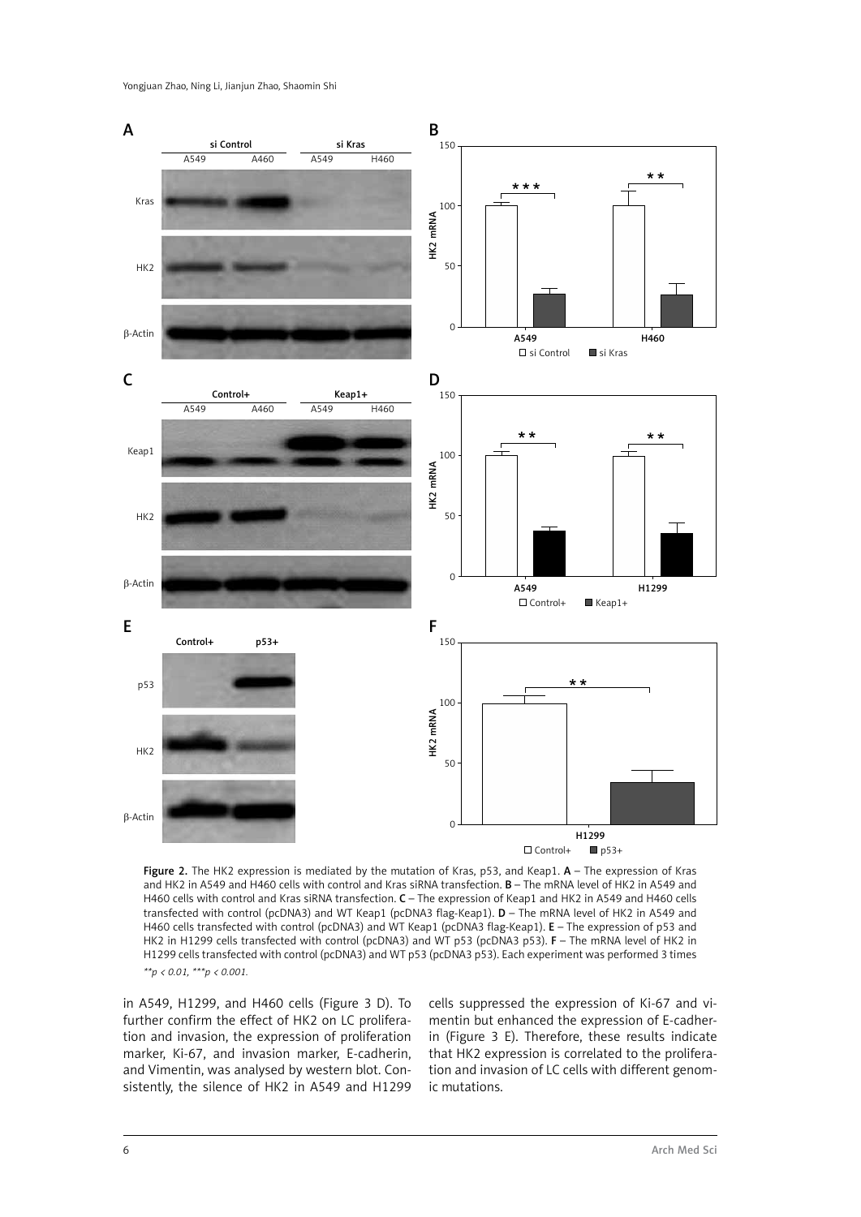Figure 2. The HK2 expression is mediated by the mutation of Kras, p53, and Keap1. **A** – The expression of Kras and HK2 in A549 and H460 cells with control and Kras siRNA transfection. **B** – The mRNA level of HK2 in A549 and H460 cells with control and Kras siRNA transfection. **C** – The expression of Keap1 and HK2 in A549 and H460 cells transfected with control (pcDNA3) and WT Keap1 (pcDNA3 flag-Keap1). **D** – The mRNA level of HK2 in A549 and H460 cells transfected with control (pcDNA3) and WT Keap1 (pcDNA3 flag-Keap1). **E** – The expression of p53 and HK2 in H1299 cells transfected with control (pcDNA3) and WT p53 (pcDNA3 p53). **F** – The mRNA level of HK2 in H1299 cells transfected with control (pcDNA3) and WT p53 (pcDNA3 p53). Each experiment was performed 3 times

*\*\*p < 0.01, \*\*\*p < 0.001.*

in A549, H1299, and H460 cells (Figure 3 D). To further confirm the effect of HK2 on LC proliferation and invasion, the expression of proliferation marker, Ki-67, and invasion marker, E-cadherin, and Vimentin, was analysed by western blot. Consistently, the silence of HK2 in A549 and H1299 cells suppressed the expression of Ki-67 and vimentin but enhanced the expression of E-cadherin (Figure 3 E). Therefore, these results indicate that HK2 expression is correlated to the proliferation and invasion of LC cells with different genomic mutations.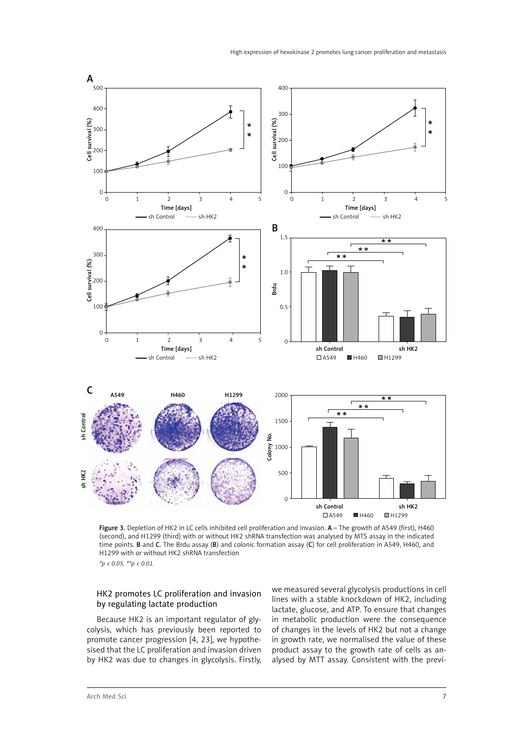Figure 3. Depletion of HK2 in LC cells inhibited cell proliferation and invasion. **A** – The growth of A549 (first), H460 (second), and H1299 (third) with or without HK2 shRNA transfection was analysed by MTS assay in the indicated time points. **B** and **C**. The Brdu assay (**B**) and colonic formation assay (**C**) for cell proliferation in A549, H460, and H1299 with or without HK2 shRNA transfection

*$*p < 0.05$, $**p < 0.01$.*

## HK2 promotes LC proliferation and invasion by regulating lactate production

Because HK2 is an important regulator of glycolysis, which has previously been reported to promote cancer progression [4, 23], we hypothesised that the LC proliferation and invasion driven by HK2 was due to changes in glycolysis. Firstly, we measured several glycolysis productions in cell lines with a stable knockdown of HK2, including lactate, glucose, and ATP. To ensure that changes in metabolic production were the consequence of changes in the levels of HK2 but not a change in growth rate, we normalised the value of these product assay to the growth rate of cells as analysed by MTT assay. Consistent with the previ-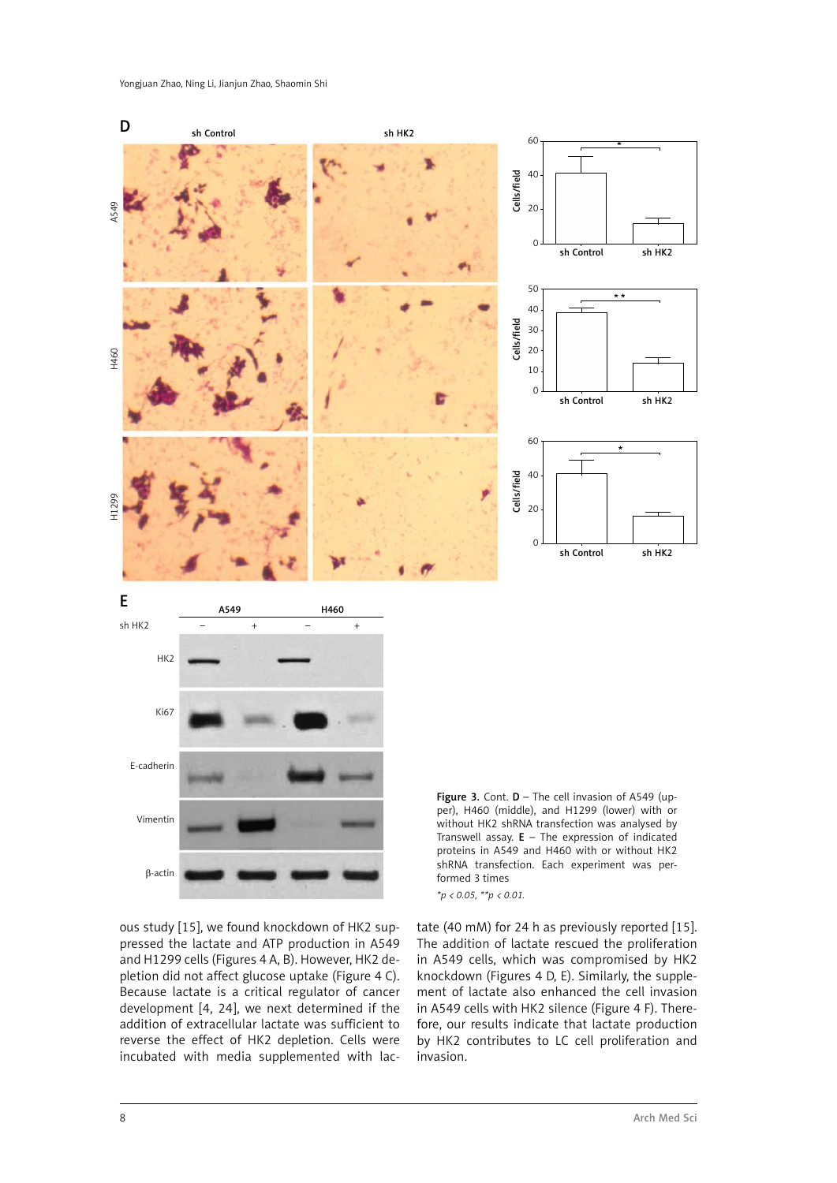**Figure 3.** Cont. **D** – The cell invasion of A549 (upper), H460 (middle), and H1299 (lower) with or without HK2 shRNA transfection was analysed by Transwell assay. **E** – The expression of indicated proteins in A549 and H460 with or without HK2 shRNA transfection. Each experiment was performed 3 times

*$^*p < 0.05$, $^{**}p < 0.01$.*

ous study [15], we found knockdown of HK2 suppressed the lactate and ATP production in A549 and H1299 cells (Figures 4 A, B). However, HK2 depletion did not affect glucose uptake (Figure 4 C). Because lactate is a critical regulator of cancer development [4, 24], we next determined if the addition of extracellular lactate was sufficient to reverse the effect of HK2 depletion. Cells were incubated with media supplemented with lactate (40 mM) for 24 h as previously reported [15]. The addition of lactate rescued the proliferation in A549 cells, which was compromised by HK2 knockdown (Figures 4 D, E). Similarly, the supplement of lactate also enhanced the cell invasion in A549 cells with HK2 silence (Figure 4 F). Therefore, our results indicate that lactate production by HK2 contributes to LC cell proliferation and invasion.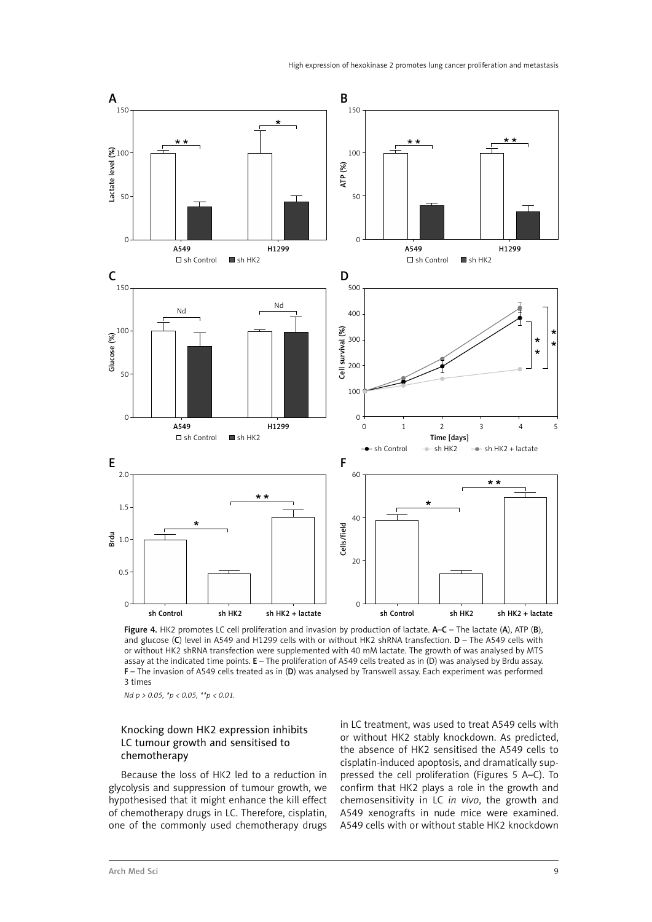**Figure 4.** HK2 promotes LC cell proliferation and invasion by production of lactate. **A**–**C** – The lactate (**A**), ATP (**B**), and glucose (**C**) level in A549 and H1299 cells with or without HK2 shRNA transfection. **D** – The A549 cells with or without HK2 shRNA transfection were supplemented with 40 mM lactate. The growth of was analysed by MTS assay at the indicated time points. **E** – The proliferation of A549 cells treated as in (D) was analysed by Brdu assay. **F** – The invasion of A549 cells treated as in (**D**) was analysed by Transwell assay. Each experiment was performed 3 times

*Nd p > 0.05, *p < 0.05, **p < 0.01.*

### Knocking down HK2 expression inhibits LC tumour growth and sensitised to chemotherapy

Because the loss of HK2 led to a reduction in glycolysis and suppression of tumour growth, we hypothesised that it might enhance the kill effect of chemotherapy drugs in LC. Therefore, cisplatin, one of the commonly used chemotherapy drugs in LC treatment, was used to treat A549 cells with or without HK2 stably knockdown. As predicted, the absence of HK2 sensitised the A549 cells to cisplatin-induced apoptosis, and dramatically suppressed the cell proliferation (Figures 5 A–C). To confirm that HK2 plays a role in the growth and chemosensitivity in LC *in vivo*, the growth and A549 xenografts in nude mice were examined. A549 cells with or without stable HK2 knockdown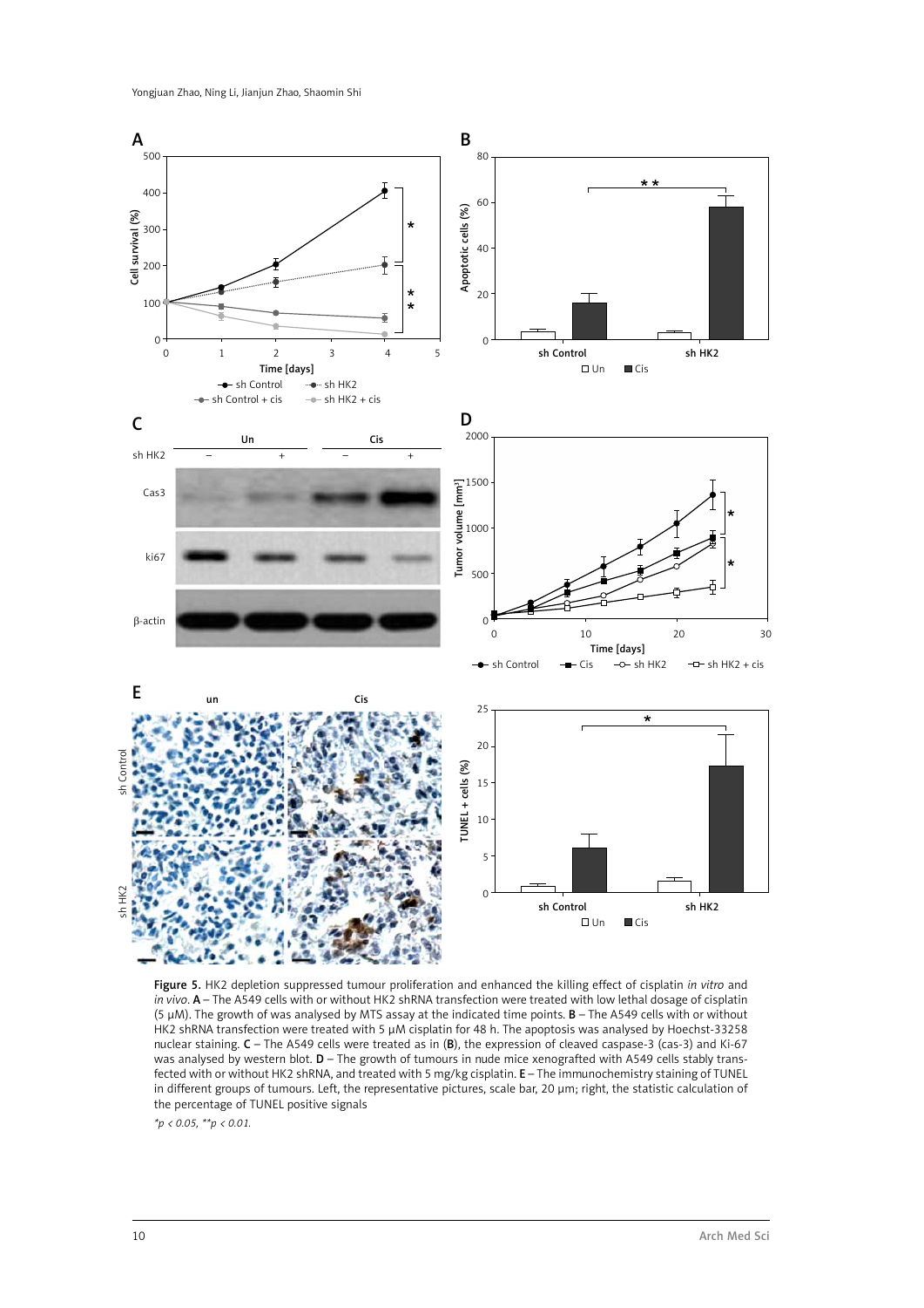**Figure 5.** HK2 depletion suppressed tumour proliferation and enhanced the killing effect of cisplatin *in vitro* and *in vivo*. **A** – The A549 cells with or without HK2 shRNA transfection were treated with low lethal dosage of cisplatin (5 µM). The growth of was analysed by MTS assay at the indicated time points. **B** – The A549 cells with or without HK2 shRNA transfection were treated with 5 µM cisplatin for 48 h. The apoptosis was analysed by Hoechst-33258 nuclear staining. **C** – The A549 cells were treated as in (**B**), the expression of cleaved caspase-3 (cas-3) and Ki-67 was analysed by western blot. **D** – The growth of tumours in nude mice xenografted with A549 cells stably transfected with or without HK2 shRNA, and treated with 5 mg/kg cisplatin. **E** – The immunochemistry staining of TUNEL in different groups of tumours. Left, the representative pictures, scale bar, 20 µm; right, the statistic calculation of the percentage of TUNEL positive signals

*$p < 0.05$, **$p < 0.01$.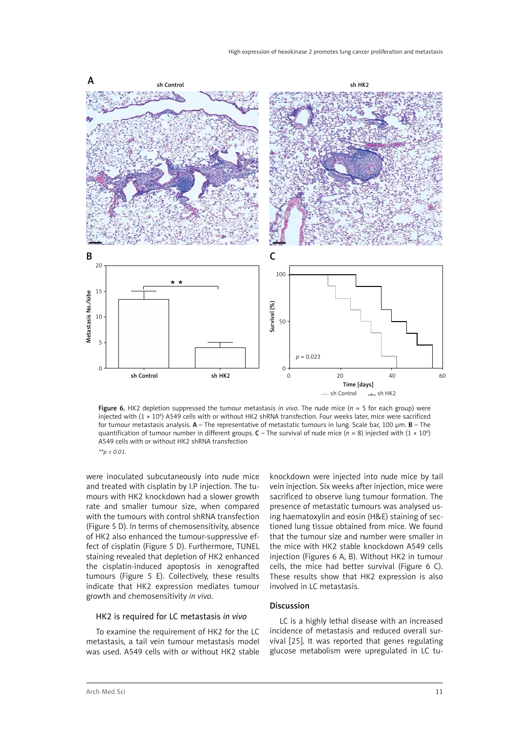Figure 6. HK2 depletion suppressed the tumour metastasis *in vivo*. The nude mice (*n* = 5 for each group) were injected with (1 × $10^6$) A549 cells with or without HK2 shRNA transfection. Four weeks later, mice were sacrificed for tumour metastasis analysis. **A** – The representative of metastatic tumours in lung. Scale bar, 100 μm. **B** – The quantification of tumour number in different groups. **C** – The survival of nude mice (*n* = 8) injected with (1 × $10^6$) A549 cells with or without HK2 shRNA transfection

*\*\*p < 0.01.*

were inoculated subcutaneously into nude mice and treated with cisplatin by I.P injection. The tumours with HK2 knockdown had a slower growth rate and smaller tumour size, when compared with the tumours with control shRNA transfection (Figure 5 D). In terms of chemosensitivity, absence of HK2 also enhanced the tumour-suppressive effect of cisplatin (Figure 5 D). Furthermore, TUNEL staining revealed that depletion of HK2 enhanced the cisplatin-induced apoptosis in xenografted tumours (Figure 5 E). Collectively, these results indicate that HK2 expression mediates tumour growth and chemosensitivity *in vivo*.

### HK2 is required for LC metastasis *in vivo*

To examine the requirement of HK2 for the LC metastasis, a tail vein tumour metastasis model was used. A549 cells with or without HK2 stable knockdown were injected into nude mice by tail vein injection. Six weeks after injection, mice were sacrificed to observe lung tumour formation. The presence of metastatic tumours was analysed using haematoxylin and eosin (H&E) staining of sectioned lung tissue obtained from mice. We found that the tumour size and number were smaller in the mice with HK2 stable knockdown A549 cells injection (Figures 6 A, B). Without HK2 in tumour cells, the mice had better survival (Figure 6 C). These results show that HK2 expression is also involved in LC metastasis.

## Discussion

LC is a highly lethal disease with an increased incidence of metastasis and reduced overall survival [25]. It was reported that genes regulating glucose metabolism were upregulated in LC tu-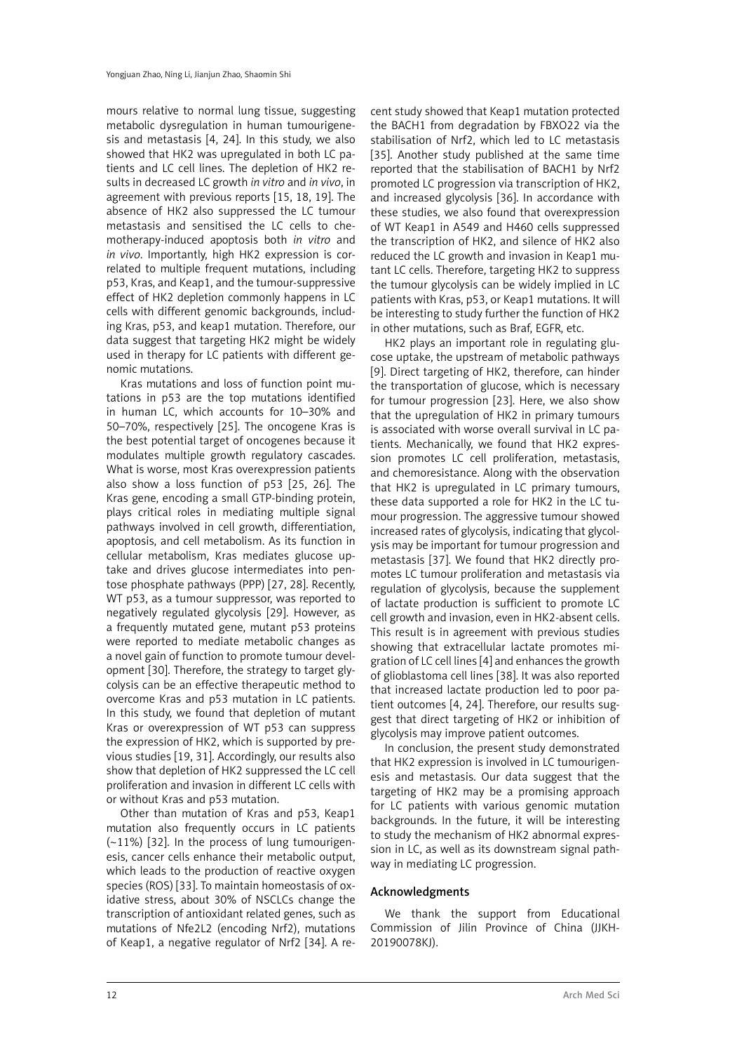mours relative to normal lung tissue, suggesting metabolic dysregulation in human tumourigenesis and metastasis [4, 24]. In this study, we also showed that HK2 was upregulated in both LC patients and LC cell lines. The depletion of HK2 results in decreased LC growth *in vitro* and *in vivo*, in agreement with previous reports [15, 18, 19]. The absence of HK2 also suppressed the LC tumour metastasis and sensitised the LC cells to chemotherapy-induced apoptosis both *in vitro* and *in vivo*. Importantly, high HK2 expression is correlated to multiple frequent mutations, including p53, Kras, and Keap1, and the tumour-suppressive effect of HK2 depletion commonly happens in LC cells with different genomic backgrounds, including Kras, p53, and keap1 mutation. Therefore, our data suggest that targeting HK2 might be widely used in therapy for LC patients with different genomic mutations.

Kras mutations and loss of function point mutations in p53 are the top mutations identified in human LC, which accounts for 10–30% and 50–70%, respectively [25]. The oncogene Kras is the best potential target of oncogenes because it modulates multiple growth regulatory cascades. What is worse, most Kras overexpression patients also show a loss function of p53 [25, 26]. The Kras gene, encoding a small GTP-binding protein, plays critical roles in mediating multiple signal pathways involved in cell growth, differentiation, apoptosis, and cell metabolism. As its function in cellular metabolism, Kras mediates glucose uptake and drives glucose intermediates into pentose phosphate pathways (PPP) [27, 28]. Recently, WT p53, as a tumour suppressor, was reported to negatively regulated glycolysis [29]. However, as a frequently mutated gene, mutant p53 proteins were reported to mediate metabolic changes as a novel gain of function to promote tumour development [30]. Therefore, the strategy to target glycolysis can be an effective therapeutic method to overcome Kras and p53 mutation in LC patients. In this study, we found that depletion of mutant Kras or overexpression of WT p53 can suppress the expression of HK2, which is supported by previous studies [19, 31]. Accordingly, our results also show that depletion of HK2 suppressed the LC cell proliferation and invasion in different LC cells with or without Kras and p53 mutation.

Other than mutation of Kras and p53, Keap1 mutation also frequently occurs in LC patients (~11%) [32]. In the process of lung tumourigenesis, cancer cells enhance their metabolic output, which leads to the production of reactive oxygen species (ROS) [33]. To maintain homeostasis of oxidative stress, about 30% of NSCLCs change the transcription of antioxidant related genes, such as mutations of Nfe2L2 (encoding Nrf2), mutations of Keap1, a negative regulator of Nrf2 [34]. A recent study showed that Keap1 mutation protected the BACH1 from degradation by FBXO22 via the stabilisation of Nrf2, which led to LC metastasis [35]. Another study published at the same time reported that the stabilisation of BACH1 by Nrf2 promoted LC progression via transcription of HK2, and increased glycolysis [36]. In accordance with these studies, we also found that overexpression of WT Keap1 in A549 and H460 cells suppressed the transcription of HK2, and silence of HK2 also reduced the LC growth and invasion in Keap1 mutant LC cells. Therefore, targeting HK2 to suppress the tumour glycolysis can be widely implied in LC patients with Kras, p53, or Keap1 mutations. It will be interesting to study further the function of HK2 in other mutations, such as Braf, EGFR, etc.

HK2 plays an important role in regulating glucose uptake, the upstream of metabolic pathways [9]. Direct targeting of HK2, therefore, can hinder the transportation of glucose, which is necessary for tumour progression [23]. Here, we also show that the upregulation of HK2 in primary tumours is associated with worse overall survival in LC patients. Mechanically, we found that HK2 expression promotes LC cell proliferation, metastasis, and chemoresistance. Along with the observation that HK2 is upregulated in LC primary tumours, these data supported a role for HK2 in the LC tumour progression. The aggressive tumour showed increased rates of glycolysis, indicating that glycolysis may be important for tumour progression and metastasis [37]. We found that HK2 directly promotes LC tumour proliferation and metastasis via regulation of glycolysis, because the supplement of lactate production is sufficient to promote LC cell growth and invasion, even in HK2-absent cells. This result is in agreement with previous studies showing that extracellular lactate promotes migration of LC cell lines [4] and enhances the growth of glioblastoma cell lines [38]. It was also reported that increased lactate production led to poor patient outcomes [4, 24]. Therefore, our results suggest that direct targeting of HK2 or inhibition of glycolysis may improve patient outcomes.

In conclusion, the present study demonstrated that HK2 expression is involved in LC tumourigenesis and metastasis. Our data suggest that the targeting of HK2 may be a promising approach for LC patients with various genomic mutation backgrounds. In the future, it will be interesting to study the mechanism of HK2 abnormal expression in LC, as well as its downstream signal pathway in mediating LC progression.

## Acknowledgments

We thank the support from Educational Commission of Jilin Province of China (JJKH-20190078KJ).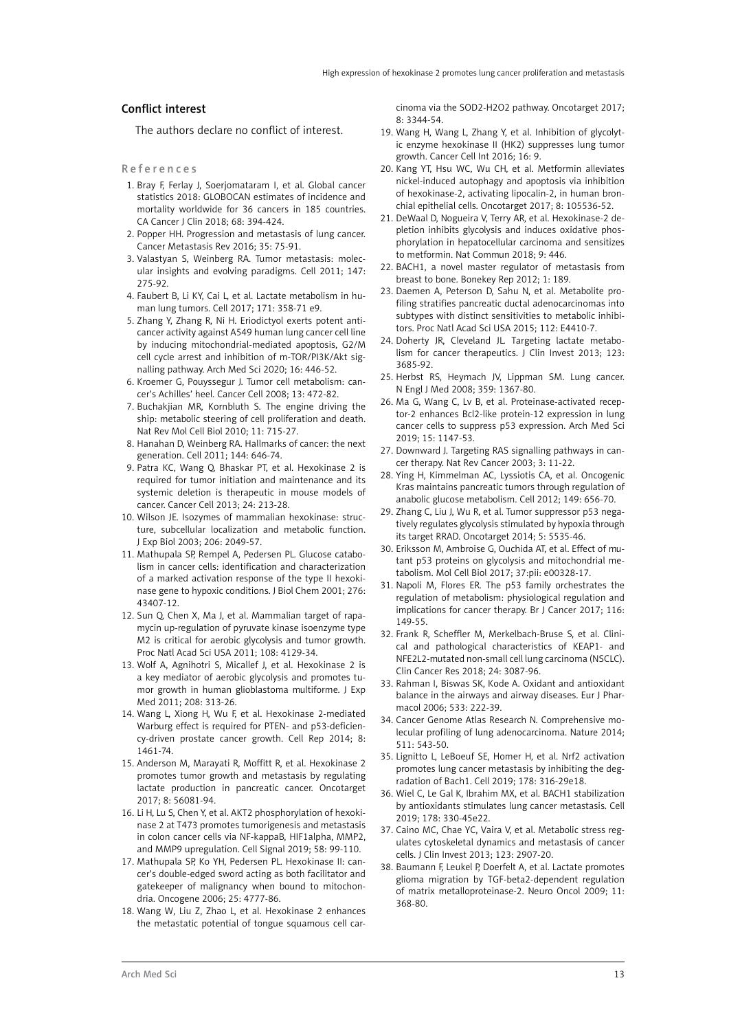## Conflict interest

The authors declare no conflict of interest.

## References

1. Bray F, Ferlay J, Soerjomataram I, et al. Global cancer statistics 2018: GLOBOCAN estimates of incidence and mortality worldwide for 36 cancers in 185 countries. CA Cancer J Clin 2018; 68: 394-424.
2. Popper HH. Progression and metastasis of lung cancer. Cancer Metastasis Rev 2016; 35: 75-91.
3. Valastyan S, Weinberg RA. Tumor metastasis: molecular insights and evolving paradigms. Cell 2011; 147: 275-92.
4. Faubert B, Li KY, Cai L, et al. Lactate metabolism in human lung tumors. Cell 2017; 171: 358-71 e9.
5. Zhang Y, Zhang R, Ni H. Eriodictyol exerts potent anticancer activity against A549 human lung cancer cell line by inducing mitochondrial-mediated apoptosis, G2/M cell cycle arrest and inhibition of m-TOR/PI3K/Akt signalling pathway. Arch Med Sci 2020; 16: 446-52.
6. Kroemer G, Pouyssegur J. Tumor cell metabolism: cancer's Achilles' heel. Cancer Cell 2008; 13: 472-82.
7. Buchakjian MR, Kornbluth S. The engine driving the ship: metabolic steering of cell proliferation and death. Nat Rev Mol Cell Biol 2010; 11: 715-27.
8. Hanahan D, Weinberg RA. Hallmarks of cancer: the next generation. Cell 2011; 144: 646-74.
9. Patra KC, Wang Q, Bhaskar PT, et al. Hexokinase 2 is required for tumor initiation and maintenance and its systemic deletion is therapeutic in mouse models of cancer. Cancer Cell 2013; 24: 213-28.
10. Wilson JE. Isozymes of mammalian hexokinase: structure, subcellular localization and metabolic function. J Exp Biol 2003; 206: 2049-57.
11. Mathupala SP, Rempel A, Pedersen PL. Glucose catabolism in cancer cells: identification and characterization of a marked activation response of the type II hexokinase gene to hypoxic conditions. J Biol Chem 2001; 276: 43407-12.
12. Sun Q, Chen X, Ma J, et al. Mammalian target of rapamycin up-regulation of pyruvate kinase isoenzyme type M2 is critical for aerobic glycolysis and tumor growth. Proc Natl Acad Sci USA 2011; 108: 4129-34.
13. Wolf A, Agnihotri S, Micallef J, et al. Hexokinase 2 is a key mediator of aerobic glycolysis and promotes tumor growth in human glioblastoma multiforme. J Exp Med 2011; 208: 313-26.
14. Wang L, Xiong H, Wu F, et al. Hexokinase 2-mediated Warburg effect is required for PTEN- and p53-deficiency-driven prostate cancer growth. Cell Rep 2014; 8: 1461-74.
15. Anderson M, Marayati R, Moffitt R, et al. Hexokinase 2 promotes tumor growth and metastasis by regulating lactate production in pancreatic cancer. Oncotarget 2017; 8: 56081-94.
16. Li H, Lu S, Chen Y, et al. AKT2 phosphorylation of hexokinase 2 at T473 promotes tumorigenesis and metastasis in colon cancer cells via NF-kappaB, HIF1alpha, MMP2, and MMP9 upregulation. Cell Signal 2019; 58: 99-110.
17. Mathupala SP, Ko YH, Pedersen PL. Hexokinase II: cancer's double-edged sword acting as both facilitator and gatekeeper of malignancy when bound to mitochondria. Oncogene 2006; 25: 4777-86.
18. Wang W, Liu Z, Zhao L, et al. Hexokinase 2 enhances the metastatic potential of tongue squamous cell carcinoma via the SOD2-H2O2 pathway. Oncotarget 2017; 8: 3344-54.
19. Wang H, Wang L, Zhang Y, et al. Inhibition of glycolytic enzyme hexokinase II (HK2) suppresses lung tumor growth. Cancer Cell Int 2016; 16: 9.
20. Kang YT, Hsu WC, Wu CH, et al. Metformin alleviates nickel-induced autophagy and apoptosis via inhibition of hexokinase-2, activating lipocalin-2, in human bronchial epithelial cells. Oncotarget 2017; 8: 105536-52.
21. DeWaal D, Nogueira V, Terry AR, et al. Hexokinase-2 depletion inhibits glycolysis and induces oxidative phosphorylation in hepatocellular carcinoma and sensitizes to metformin. Nat Commun 2018; 9: 446.
22. BACH1, a novel master regulator of metastasis from breast to bone. Bonekey Rep 2012; 1: 189.
23. Daemen A, Peterson D, Sahu N, et al. Metabolite profiling stratifies pancreatic ductal adenocarcinomas into subtypes with distinct sensitivities to metabolic inhibitors. Proc Natl Acad Sci USA 2015; 112: E4410-7.
24. Doherty JR, Cleveland JL. Targeting lactate metabolism for cancer therapeutics. J Clin Invest 2013; 123: 3685-92.
25. Herbst RS, Heymach JV, Lippman SM. Lung cancer. N Engl J Med 2008; 359: 1367-80.
26. Ma G, Wang C, Lv B, et al. Proteinase-activated receptor-2 enhances Bcl2-like protein-12 expression in lung cancer cells to suppress p53 expression. Arch Med Sci 2019; 15: 1147-53.
27. Downward J. Targeting RAS signalling pathways in cancer therapy. Nat Rev Cancer 2003; 3: 11-22.
28. Ying H, Kimmelman AC, Lyssiotis CA, et al. Oncogenic Kras maintains pancreatic tumors through regulation of anabolic glucose metabolism. Cell 2012; 149: 656-70.
29. Zhang C, Liu J, Wu R, et al. Tumor suppressor p53 negatively regulates glycolysis stimulated by hypoxia through its target RRAD. Oncotarget 2014; 5: 5535-46.
30. Eriksson M, Ambroise G, Ouchida AT, et al. Effect of mutant p53 proteins on glycolysis and mitochondrial metabolism. Mol Cell Biol 2017; 37:pii: e00328-17.
31. Napoli M, Flores ER. The p53 family orchestrates the regulation of metabolism: physiological regulation and implications for cancer therapy. Br J Cancer 2017; 116: 149-55.
32. Frank R, Scheffler M, Merkelbach-Bruse S, et al. Clinical and pathological characteristics of KEAP1- and NFE2L2-mutated non-small cell lung carcinoma (NSCLC). Clin Cancer Res 2018; 24: 3087-96.
33. Rahman I, Biswas SK, Kode A. Oxidant and antioxidant balance in the airways and airway diseases. Eur J Pharmacol 2006; 533: 222-39.
34. Cancer Genome Atlas Research N. Comprehensive molecular profiling of lung adenocarcinoma. Nature 2014; 511: 543-50.
35. Lignitto L, LeBoeuf SE, Homer H, et al. Nrf2 activation promotes lung cancer metastasis by inhibiting the degradation of Bach1. Cell 2019; 178: 316-29e18.
36. Wiel C, Le Gal K, Ibrahim MX, et al. BACH1 stabilization by antioxidants stimulates lung cancer metastasis. Cell 2019; 178: 330-45e22.
37. Caino MC, Chae YC, Vaira V, et al. Metabolic stress regulates cytoskeletal dynamics and metastasis of cancer cells. J Clin Invest 2013; 123: 2907-20.
38. Baumann F, Leukel P, Doerfelt A, et al. Lactate promotes glioma migration by TGF-beta2-dependent regulation of matrix metalloproteinase-2. Neuro Oncol 2009; 11: 368-80.